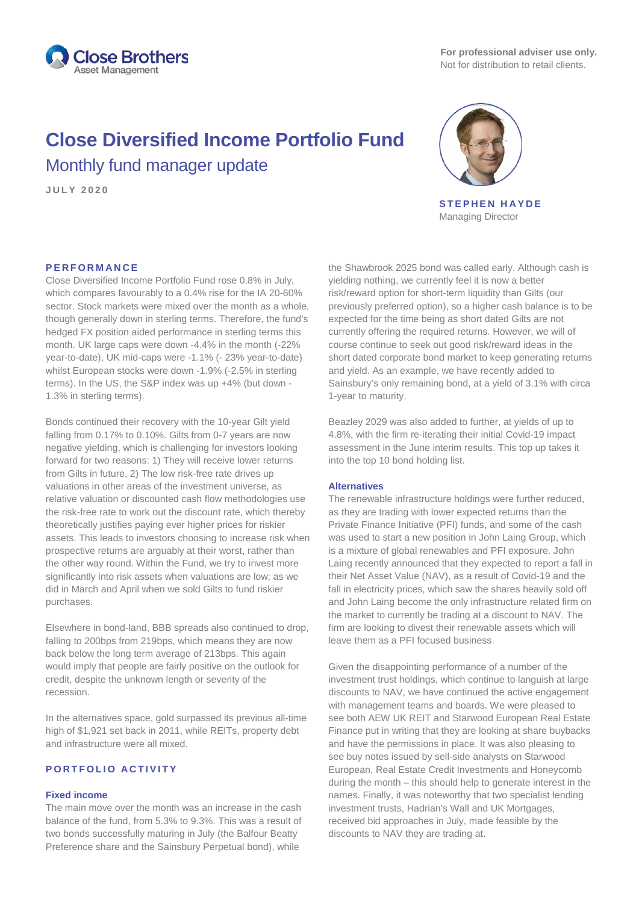**For professional adviser use only.**
Not for distribution to retail clients.

# Close Diversified Income Portfolio Fund

## Monthly fund manager update

**JULY 2020**

**STEPHEN HAYDE**
Managing Director

### PERFORMANCE

Close Diversified Income Portfolio Fund rose 0.8% in July, which compares favourably to a 0.4% rise for the IA 20-60% sector. Stock markets were mixed over the month as a whole, though generally down in sterling terms. Therefore, the fund's hedged FX position aided performance in sterling terms this month. UK large caps were down -4.4% in the month (-22% year-to-date), UK mid-caps were -1.1% (- 23% year-to-date) whilst European stocks were down -1.9% (-2.5% in sterling terms). In the US, the S&P index was up +4% (but down -1.3% in sterling terms).

Bonds continued their recovery with the 10-year Gilt yield falling from 0.17% to 0.10%. Gilts from 0-7 years are now negative yielding, which is challenging for investors looking forward for two reasons: 1) They will receive lower returns from Gilts in future, 2) The low risk-free rate drives up valuations in other areas of the investment universe, as relative valuation or discounted cash flow methodologies use the risk-free rate to work out the discount rate, which thereby theoretically justifies paying ever higher prices for riskier assets. This leads to investors choosing to increase risk when prospective returns are arguably at their worst, rather than the other way round. Within the Fund, we try to invest more significantly into risk assets when valuations are low; as we did in March and April when we sold Gilts to fund riskier purchases.

Elsewhere in bond-land, BBB spreads also continued to drop, falling to 200bps from 219bps, which means they are now back below the long term average of 213bps. This again would imply that people are fairly positive on the outlook for credit, despite the unknown length or severity of the recession.

In the alternatives space, gold surpassed its previous all-time high of $1,921 set back in 2011, while REITs, property debt and infrastructure were all mixed.

### PORTFOLIO ACTIVITY

#### Fixed income

The main move over the month was an increase in the cash balance of the fund, from 5.3% to 9.3%. This was a result of two bonds successfully maturing in July (the Balfour Beatty Preference share and the Sainsbury Perpetual bond), while the Shawbrook 2025 bond was called early. Although cash is yielding nothing, we currently feel it is now a better risk/reward option for short-term liquidity than Gilts (our previously preferred option), so a higher cash balance is to be expected for the time being as short dated Gilts are not currently offering the required returns. However, we will of course continue to seek out good risk/reward ideas in the short dated corporate bond market to keep generating returns and yield. As an example, we have recently added to Sainsbury's only remaining bond, at a yield of 3.1% with circa 1-year to maturity.

Beazley 2029 was also added to further, at yields of up to 4.8%, with the firm re-iterating their initial Covid-19 impact assessment in the June interim results. This top up takes it into the top 10 bond holding list.

#### Alternatives

The renewable infrastructure holdings were further reduced, as they are trading with lower expected returns than the Private Finance Initiative (PFI) funds, and some of the cash was used to start a new position in John Laing Group, which is a mixture of global renewables and PFI exposure. John Laing recently announced that they expected to report a fall in their Net Asset Value (NAV), as a result of Covid-19 and the fall in electricity prices, which saw the shares heavily sold off and John Laing become the only infrastructure related firm on the market to currently be trading at a discount to NAV. The firm are looking to divest their renewable assets which will leave them as a PFI focused business.

Given the disappointing performance of a number of the investment trust holdings, which continue to languish at large discounts to NAV, we have continued the active engagement with management teams and boards. We were pleased to see both AEW UK REIT and Starwood European Real Estate Finance put in writing that they are looking at share buybacks and have the permissions in place. It was also pleasing to see buy notes issued by sell-side analysts on Starwood European, Real Estate Credit Investments and Honeycomb during the month – this should help to generate interest in the names. Finally, it was noteworthy that two specialist lending investment trusts, Hadrian's Wall and UK Mortgages, received bid approaches in July, made feasible by the discounts to NAV they are trading at.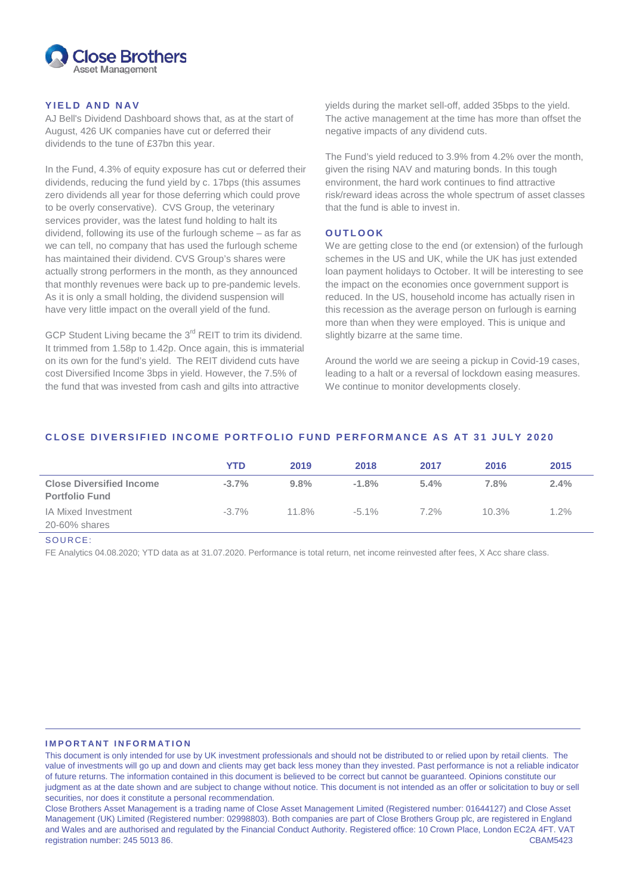## YIELD AND NAV

AJ Bell's Dividend Dashboard shows that, as at the start of August, 426 UK companies have cut or deferred their dividends to the tune of £37bn this year.

In the Fund, 4.3% of equity exposure has cut or deferred their dividends, reducing the fund yield by c. 17bps (this assumes zero dividends all year for those deferring which could prove to be overly conservative). CVS Group, the veterinary services provider, was the latest fund holding to halt its dividend, following its use of the furlough scheme – as far as we can tell, no company that has used the furlough scheme has maintained their dividend. CVS Group's shares were actually strong performers in the month, as they announced that monthly revenues were back up to pre-pandemic levels. As it is only a small holding, the dividend suspension will have very little impact on the overall yield of the fund.

GCP Student Living became the 3rd REIT to trim its dividend. It trimmed from 1.58p to 1.42p. Once again, this is immaterial on its own for the fund's yield. The REIT dividend cuts have cost Diversified Income 3bps in yield. However, the 7.5% of the fund that was invested from cash and gilts into attractive yields during the market sell-off, added 35bps to the yield. The active management at the time has more than offset the negative impacts of any dividend cuts.

The Fund's yield reduced to 3.9% from 4.2% over the month, given the rising NAV and maturing bonds. In this tough environment, the hard work continues to find attractive risk/reward ideas across the whole spectrum of asset classes that the fund is able to invest in.

## OUTLOOK

We are getting close to the end (or extension) of the furlough schemes in the US and UK, while the UK has just extended loan payment holidays to October. It will be interesting to see the impact on the economies once government support is reduced. In the US, household income has actually risen in this recession as the average person on furlough is earning more than when they were employed. This is unique and slightly bizarre at the same time.

Around the world we are seeing a pickup in Covid-19 cases, leading to a halt or a reversal of lockdown easing measures. We continue to monitor developments closely.

## CLOSE DIVERSIFIED INCOME PORTFOLIO FUND PERFORMANCE AS AT 31 JULY 2020

| | YTD | 2019 | 2018 | 2017 | 2016 | 2015 |
|---|---|---|---|---|---|---|
| **Close Diversified Income Portfolio Fund** | **-3.7%** | **9.8%** | **-1.8%** | **5.4%** | **7.8%** | **2.4%** |
| IA Mixed Investment 20-60% shares | -3.7% | 11.8% | -5.1% | 7.2% | 10.3% | 1.2% |

SOURCE:

FE Analytics 04.08.2020; YTD data as at 31.07.2020. Performance is total return, net income reinvested after fees, X Acc share class.

## IMPORTANT INFORMATION

This document is only intended for use by UK investment professionals and should not be distributed to or relied upon by retail clients. The value of investments will go up and down and clients may get back less money than they invested. Past performance is not a reliable indicator of future returns. The information contained in this document is believed to be correct but cannot be guaranteed. Opinions constitute our judgment as at the date shown and are subject to change without notice. This document is not intended as an offer or solicitation to buy or sell securities, nor does it constitute a personal recommendation.

Close Brothers Asset Management is a trading name of Close Asset Management Limited (Registered number: 01644127) and Close Asset Management (UK) Limited (Registered number: 02998803). Both companies are part of Close Brothers Group plc, are registered in England and Wales and are authorised and regulated by the Financial Conduct Authority. Registered office: 10 Crown Place, London EC2A 4FT. VAT registration number: 245 5013 86. CBAM5423